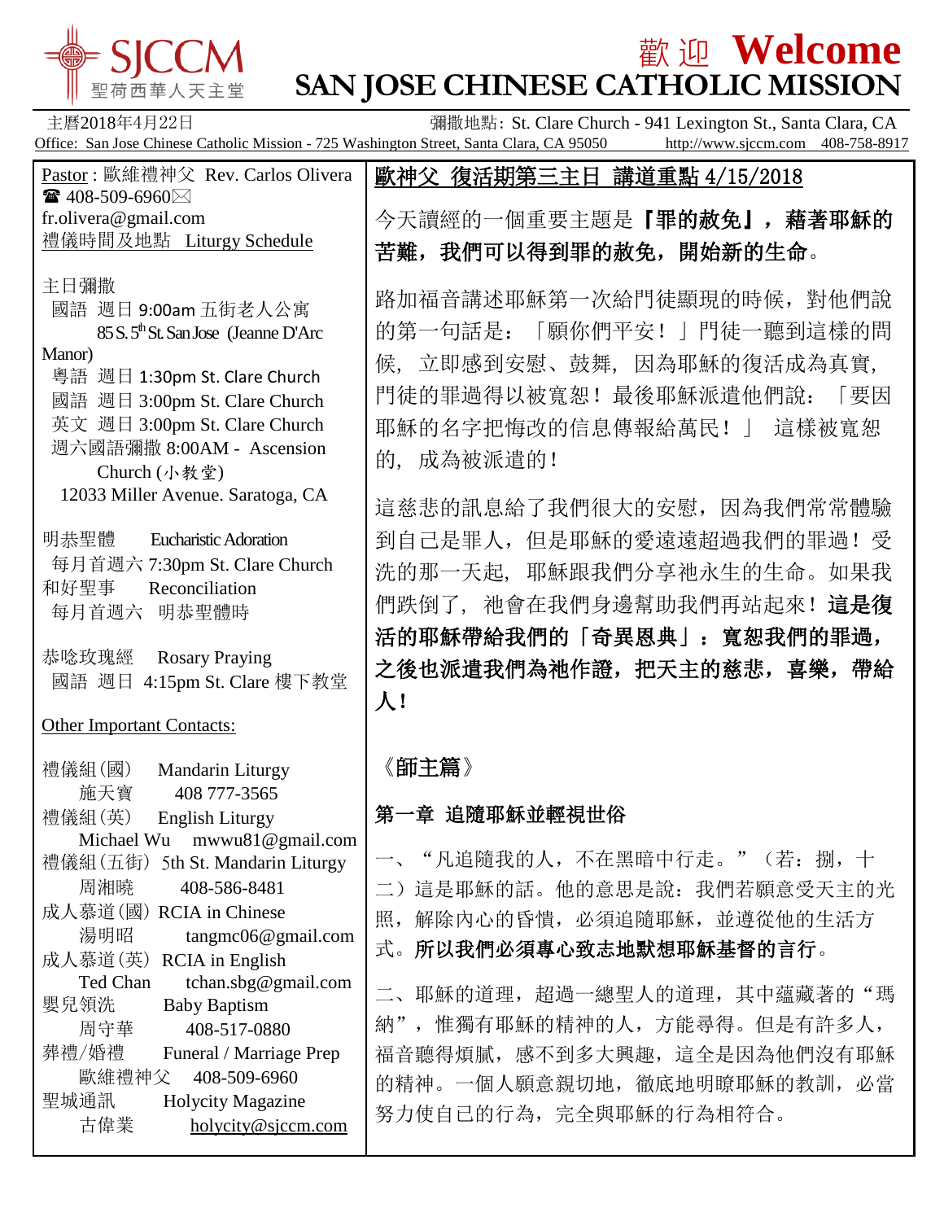# SJCCM 聖荷西華人天主堂

# 歡迎 Welcome
# SAN JOSE CHINESE CATHOLIC MISSION

主曆2018年4月22日 彌撒地點: St. Clare Church - 941 Lexington St., Santa Clara, CA

Office: San Jose Chinese Catholic Mission - 725 Washington Street, Santa Clara, CA 95050 http://www.sjccm.com 408-758-8917

Pastor : 歐維禮神父 Rev. Carlos Olivera
☎ 408-509-6960 ✉ fr.olivera@gmail.com

禮儀時間及地點 Liturgy Schedule

主日彌撒
- 國語 週日 9:00am 五街老人公寓 85 S. 5th St. San Jose (Jeanne D'Arc Manor)
- 粵語 週日 1:30pm St. Clare Church
- 國語 週日 3:00pm St. Clare Church
- 英文 週日 3:00pm St. Clare Church
- 週六國語彌撒 8:00AM - Ascension Church (小教堂) 12033 Miller Avenue. Saratoga, CA

明恭聖體 Eucharistic Adoration
每月首週六 7:30pm St. Clare Church

和好聖事 Reconciliation
每月首週六 明恭聖體時

恭唸玫瑰經 Rosary Praying
國語 週日 4:15pm St. Clare 樓下教堂

Other Important Contacts:

禮儀組(國) Mandarin Liturgy
施天寶 408 777-3565

禮儀組(英) English Liturgy
Michael Wu mwwu81@gmail.com

禮儀組(五街) 5th St. Mandarin Liturgy
周湘曉 408-586-8481

成人慕道(國) RCIA in Chinese
湯明昭 tangmc06@gmail.com

成人慕道(英) RCIA in English
Ted Chan tchan.sbg@gmail.com

嬰兒領洗 Baby Baptism
周守華 408-517-0880

葬禮/婚禮 Funeral / Marriage Prep
歐維禮神父 408-509-6960

聖城通訊 Holycity Magazine
古偉業 holycity@sjccm.com

## 歐神父 復活期第三主日 講道重點 4/15/2018

今天讀經的一個重要主題是**『罪的赦免』，藉著耶穌的苦難，我們可以得到罪的赦免，開始新的生命**。

路加福音講述耶穌第一次給門徒顯現的時候，對他們說的第一句話是：「願你們平安！」門徒一聽到這樣的問候，立即感到安慰、鼓舞，因為耶穌的復活成為真實，門徒的罪過得以被寬恕！最後耶穌派遣他們說：「要因耶穌的名字把悔改的信息傳報給萬民！」 這樣被寬恕的，成為被派遣的！

這慈悲的訊息給了我們很大的安慰，因為我們常常體驗到自己是罪人，但是耶穌的愛遠遠超過我們的罪過！受洗的那一天起，耶穌跟我們分享祂永生的生命。如果我們跌倒了，祂會在我們身邊幫助我們再站起來！**這是復活的耶穌帶給我們的「奇異恩典」：寬恕我們的罪過，之後也派遣我們為祂作證，把天主的慈悲，喜樂，帶給人！**

《師主篇》

### 第一章 追隨耶穌並輕視世俗

一、“凡追隨我的人，不在黑暗中行走。”（若：捌，十二）這是耶穌的話。他的意思是說：我們若願意受天主的光照，解除內心的昏憒，必須追隨耶穌，並遵從他的生活方式。**所以我們必須專心致志地默想耶穌基督的言行**。

二、耶穌的道理，超過一總聖人的道理，其中蘊藏著的“瑪納”，惟獨有耶穌的精神的人，方能尋得。但是有許多人，福音聽得煩膩，感不到多大興趣，這全是因為他們沒有耶穌的精神。一個人願意親切地，徹底地明瞭耶穌的教訓，必當努力使自已的行為，完全與耶穌的行為相符合。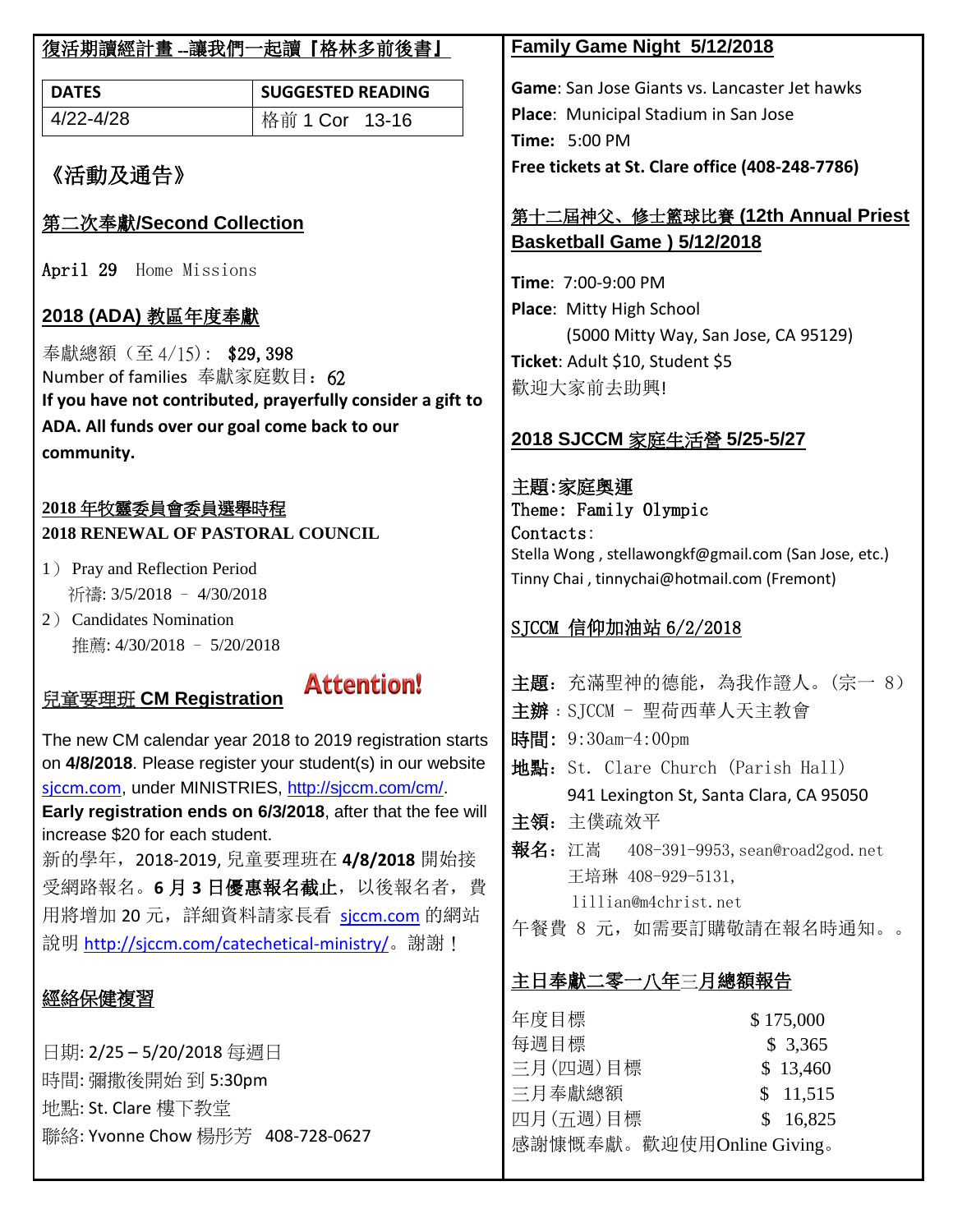## 復活期讀經計畫 --讓我們一起讀『格林多前後書』

| DATES | SUGGESTED READING |
|---|---|
| 4/22-4/28 | 格前 1 Cor 13-16 |

## 《活動及通告》

### 第二次奉獻/Second Collection

April 29 Home Missions

### 2018 (ADA) 教區年度奉獻

奉獻總額（至 4/15): **$29,398**
Number of families 奉獻家庭數目: **62**
**If you have not contributed, prayerfully consider a gift to ADA. All funds over our goal come back to our community.**

### 2018 年牧靈委員會委員選舉時程
**2018 RENEWAL OF PASTORAL COUNCIL**

1）Pray and Reflection Period
祈禱: 3/5/2018 – 4/30/2018
2）Candidates Nomination
推薦: 4/30/2018 – 5/20/2018

### 兒童要理班 CM Registration

**Attention!**

The new CM calendar year 2018 to 2019 registration starts on **4/8/2018**. Please register your student(s) in our website sjccm.com, under MINISTRIES, http://sjccm.com/cm/. **Early registration ends on 6/3/2018**, after that the fee will increase $20 for each student.

新的學年，2018-2019, 兒童要理班在 **4/8/2018** 開始接受網路報名。**6 月 3 日優惠報名截止**，以後報名者，費用將增加 20 元，詳細資料請家長看 sjccm.com 的網站說明 http://sjccm.com/catechetical-ministry/。謝謝！

### 經絡保健複習

日期: 2/25 – 5/20/2018 每週日
時間: 彌撒後開始 到 5:30pm
地點: St. Clare 樓下教堂
聯絡: Yvonne Chow 楊彤芳 408-728-0627

### Family Game Night 5/12/2018

**Game**: San Jose Giants vs. Lancaster Jet hawks
**Place**: Municipal Stadium in San Jose
**Time**: 5:00 PM
**Free tickets at St. Clare office (408-248-7786)**

### 第十二屆神父、修士籃球比賽 (12th Annual Priest Basketball Game ) 5/12/2018

**Time**: 7:00-9:00 PM
**Place**: Mitty High School
(5000 Mitty Way, San Jose, CA 95129)
**Ticket**: Adult $10, Student $5
歡迎大家前去助興!

### 2018 SJCCM 家庭生活營 5/25-5/27

主題:家庭奧運
Theme: Family Olympic
Contacts:
Stella Wong , stellawongkf@gmail.com (San Jose, etc.)
Tinny Chai , tinnychai@hotmail.com (Fremont)

### SJCCM 信仰加油站 6/2/2018

**主題**：充滿聖神的德能，為我作證人。(宗一 8)
**主辦**：SJCCM – 聖荷西華人天主教會
**時間**：9:30am-4:00pm
**地點**：St. Clare Church (Parish Hall)
941 Lexington St, Santa Clara, CA 95050
**主領**：主僕疏效平
**報名**：江嵩 408-391-9953, sean@road2god.net
王培琳 408-929-5131,
lillian@m4christ.net
午餐費 8 元，如需要訂購敬請在報名時通知。。

### 主日奉獻二零一八年三月總額報告

| | |
|---|---|
| 年度目標 | $ 175,000 |
| 每週目標 | $ 3,365 |
| 三月(四週)目標 | $ 13,460 |
| 三月奉獻總額 | $ 11,515 |
| 四月(五週)目標 | $ 16,825 |

感謝慷慨奉獻。歡迎使用Online Giving。